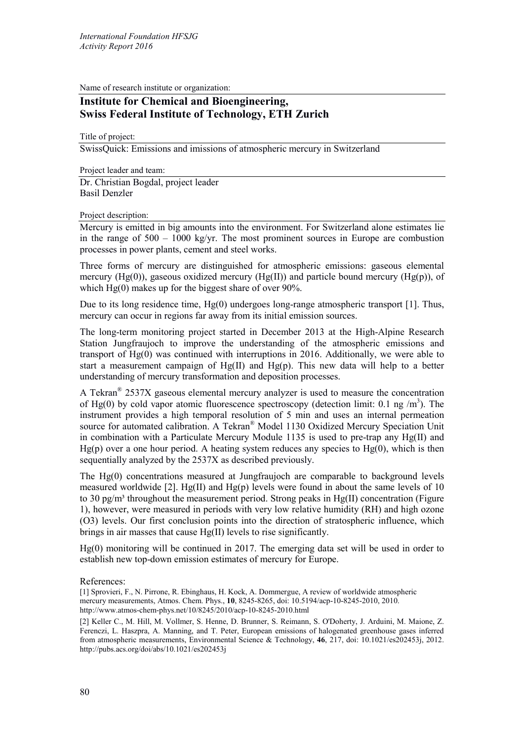*International Foundation HFSJG*
*Activity Report 2016*

Name of research institute or organization:

## Institute for Chemical and Bioengineering, Swiss Federal Institute of Technology, ETH Zurich

Title of project:

SwissQuick: Emissions and imissions of atmospheric mercury in Switzerland

Project leader and team:

Dr. Christian Bogdal, project leader
Basil Denzler

Project description:

Mercury is emitted in big amounts into the environment. For Switzerland alone estimates lie in the range of 500 – 1000 kg/yr. The most prominent sources in Europe are combustion processes in power plants, cement and steel works.

Three forms of mercury are distinguished for atmospheric emissions: gaseous elemental mercury (Hg(0)), gaseous oxidized mercury (Hg(II)) and particle bound mercury (Hg(p)), of which Hg(0) makes up for the biggest share of over 90%.

Due to its long residence time, Hg(0) undergoes long-range atmospheric transport [1]. Thus, mercury can occur in regions far away from its initial emission sources.

The long-term monitoring project started in December 2013 at the High-Alpine Research Station Jungfraujoch to improve the understanding of the atmospheric emissions and transport of Hg(0) was continued with interruptions in 2016. Additionally, we were able to start a measurement campaign of Hg(II) and Hg(p). This new data will help to a better understanding of mercury transformation and deposition processes.

A Tekran® 2537X gaseous elemental mercury analyzer is used to measure the concentration of Hg(0) by cold vapor atomic fluorescence spectroscopy (detection limit: 0.1 ng /$m^3$). The instrument provides a high temporal resolution of 5 min and uses an internal permeation source for automated calibration. A Tekran® Model 1130 Oxidized Mercury Speciation Unit in combination with a Particulate Mercury Module 1135 is used to pre-trap any Hg(II) and Hg(p) over a one hour period. A heating system reduces any species to Hg(0), which is then sequentially analyzed by the 2537X as described previously.

The Hg(0) concentrations measured at Jungfraujoch are comparable to background levels measured worldwide [2]. Hg(II) and Hg(p) levels were found in about the same levels of 10 to 30 pg/$m^3$ throughout the measurement period. Strong peaks in Hg(II) concentration (Figure 1), however, were measured in periods with very low relative humidity (RH) and high ozone (O3) levels. Our first conclusion points into the direction of stratospheric influence, which brings in air masses that cause Hg(II) levels to rise significantly.

Hg(0) monitoring will be continued in 2017. The emerging data set will be used in order to establish new top-down emission estimates of mercury for Europe.

References:

[1] Sprovieri, F., N. Pirrone, R. Ebinghaus, H. Kock, A. Dommergue, A review of worldwide atmospheric mercury measurements, Atmos. Chem. Phys., **10**, 8245-8265, doi: 10.5194/acp-10-8245-2010, 2010. http://www.atmos-chem-phys.net/10/8245/2010/acp-10-8245-2010.html

[2] Keller C., M. Hill, M. Vollmer, S. Henne, D. Brunner, S. Reimann, S. O'Doherty, J. Arduini, M. Maione, Z. Ferenczi, L. Haszpra, A. Manning, and T. Peter, European emissions of halogenated greenhouse gases inferred from atmospheric measurements, Environmental Science & Technology, **46**, 217, doi: 10.1021/es202453j, 2012. http://pubs.acs.org/doi/abs/10.1021/es202453j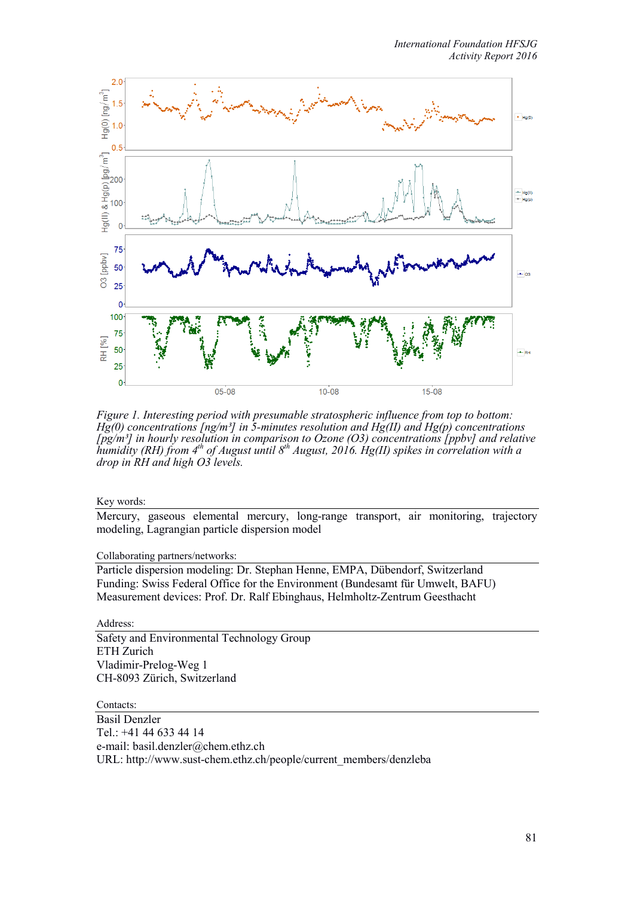Hg(0) [ng/m³]
2.0
1.5
1.0
0.5

Hg(II) & Hg(p) [pg/m³]
200
100
0

O3 [ppbv]
75
50
25
0

RH [%]
100
75
50
25
0

05-08
10-08
15-08

Hg(0)
Hg(II)
Hg(p)
O3
RH

*Figure 1. Interesting period with presumable stratospheric influence from top to bottom: Hg(0) concentrations [ng/m³] in 5-minutes resolution and Hg(II) and Hg(p) concentrations [pg/m³] in hourly resolution in comparison to Ozone (O3) concentrations [ppbv] and relative humidity (RH) from 4th of August until 8th August, 2016. Hg(II) spikes in correlation with a drop in RH and high O3 levels.*

Key words:

Mercury, gaseous elemental mercury, long-range transport, air monitoring, trajectory modeling, Lagrangian particle dispersion model

Collaborating partners/networks:

Particle dispersion modeling: Dr. Stephan Henne, EMPA, Dübendorf, Switzerland
Funding: Swiss Federal Office for the Environment (Bundesamt für Umwelt, BAFU)
Measurement devices: Prof. Dr. Ralf Ebinghaus, Helmholtz-Zentrum Geesthacht

Address:

Safety and Environmental Technology Group
ETH Zurich
Vladimir-Prelog-Weg 1
CH-8093 Zürich, Switzerland

Contacts:

Basil Denzler
Tel.: +41 44 633 44 14
e-mail: basil.denzler@chem.ethz.ch
URL: http://www.sust-chem.ethz.ch/people/current_members/denzleba